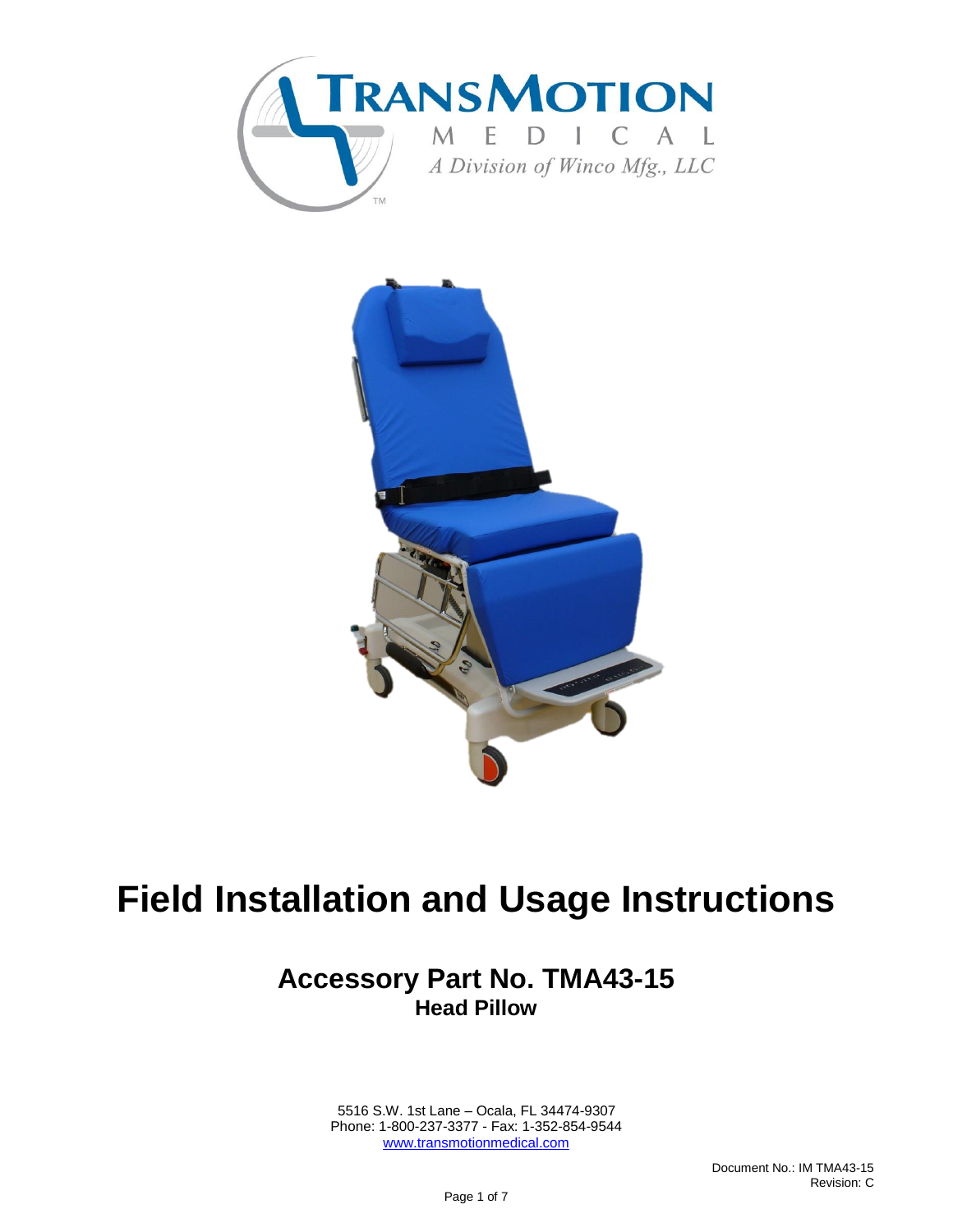**TRANSMOTION**

M E D I C A L

*A Division of Winco Mfg., LLC*

# Field Installation and Usage Instructions

## Accessory Part No. TMA43-15

### Head Pillow

5516 S.W. 1st Lane – Ocala, FL 34474-9307
Phone: 1-800-237-3377 - Fax: 1-352-854-9544
[www.transmotionmedical.com](http://www.transmotionmedical.com)

Document No.: IM TMA43-15
Revision: C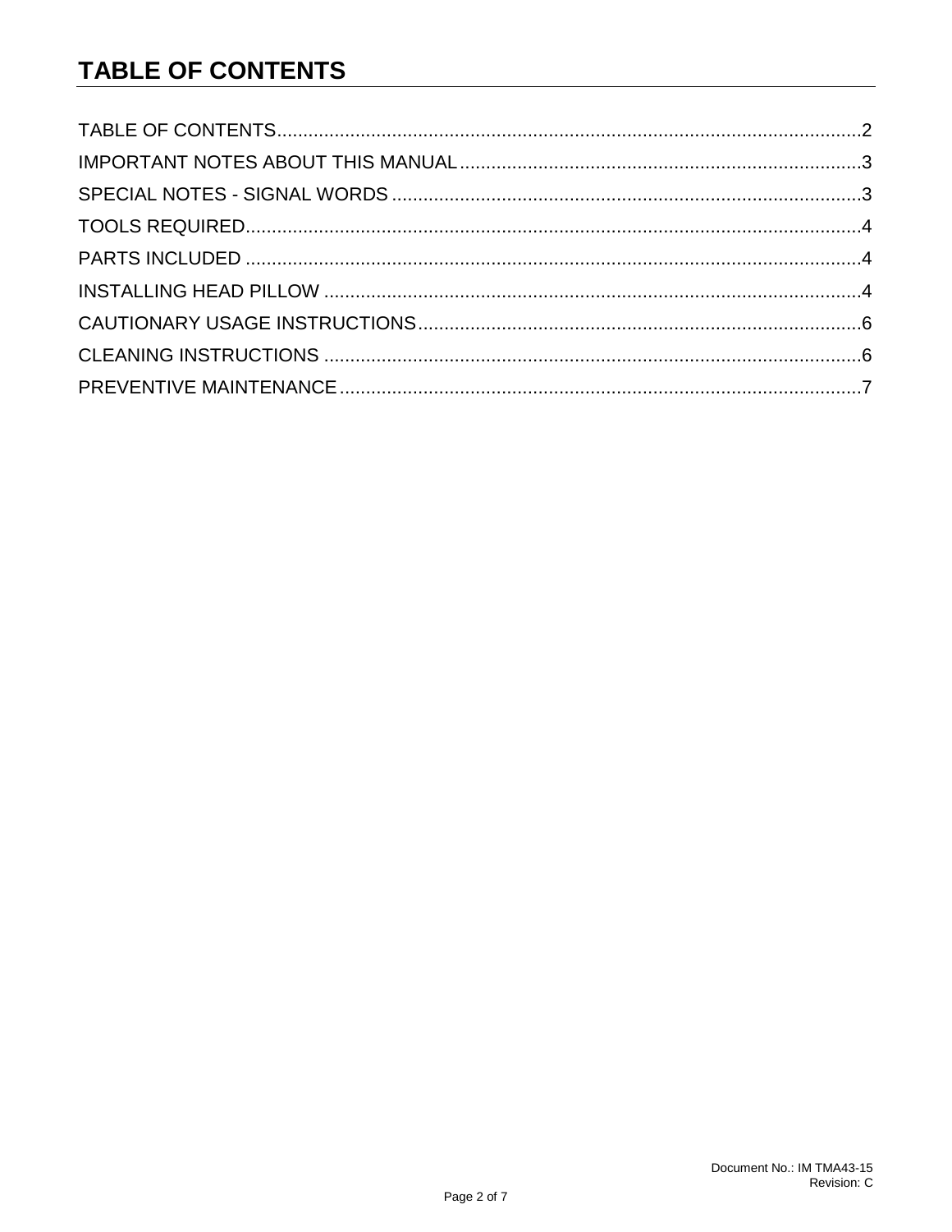# TABLE OF CONTENTS

TABLE OF CONTENTS....................................................................................................................2
IMPORTANT NOTES ABOUT THIS MANUAL.............................................................................3
SPECIAL NOTES - SIGNAL WORDS...........................................................................................3
TOOLS REQUIRED.......................................................................................................................4
PARTS INCLUDED ........................................................................................................................4
INSTALLING HEAD PILLOW ........................................................................................................4
CAUTIONARY USAGE INSTRUCTIONS......................................................................................6
CLEANING INSTRUCTIONS ........................................................................................................6
PREVENTIVE MAINTENANCE......................................................................................................7

Document No.: IM TMA43-15
Revision: C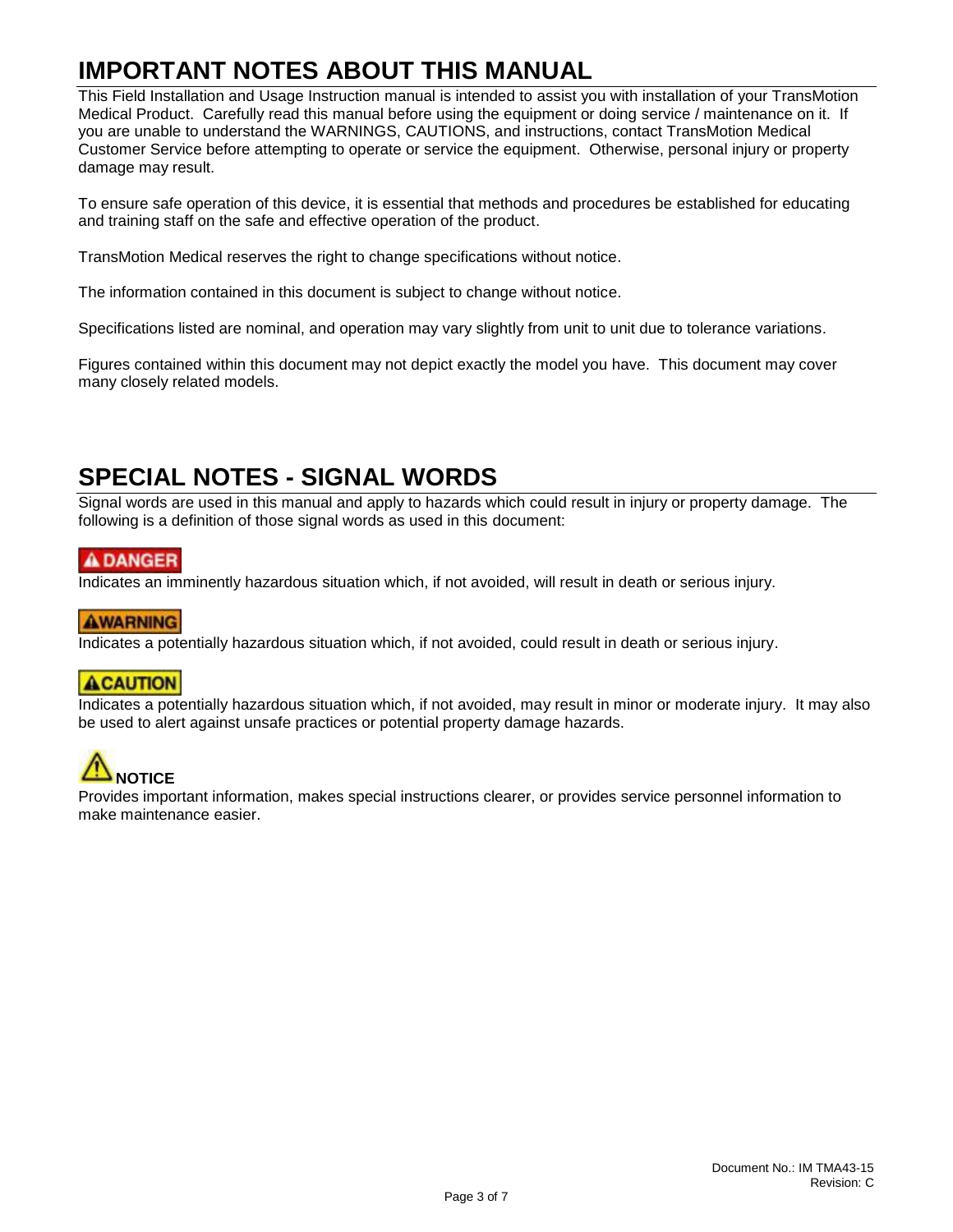# IMPORTANT NOTES ABOUT THIS MANUAL

This Field Installation and Usage Instruction manual is intended to assist you with installation of your TransMotion Medical Product. Carefully read this manual before using the equipment or doing service / maintenance on it. If you are unable to understand the WARNINGS, CAUTIONS, and instructions, contact TransMotion Medical Customer Service before attempting to operate or service the equipment. Otherwise, personal injury or property damage may result.

To ensure safe operation of this device, it is essential that methods and procedures be established for educating and training staff on the safe and effective operation of the product.

TransMotion Medical reserves the right to change specifications without notice.

The information contained in this document is subject to change without notice.

Specifications listed are nominal, and operation may vary slightly from unit to unit due to tolerance variations.

Figures contained within this document may not depict exactly the model you have. This document may cover many closely related models.

# SPECIAL NOTES - SIGNAL WORDS

Signal words are used in this manual and apply to hazards which could result in injury or property damage. The following is a definition of those signal words as used in this document:

**DANGER**

Indicates an imminently hazardous situation which, if not avoided, will result in death or serious injury.

**WARNING**

Indicates a potentially hazardous situation which, if not avoided, could result in death or serious injury.

**CAUTION**

Indicates a potentially hazardous situation which, if not avoided, may result in minor or moderate injury. It may also be used to alert against unsafe practices or potential property damage hazards.

**NOTICE**

Provides important information, makes special instructions clearer, or provides service personnel information to make maintenance easier.

Document No.: IM TMA43-15
Revision: C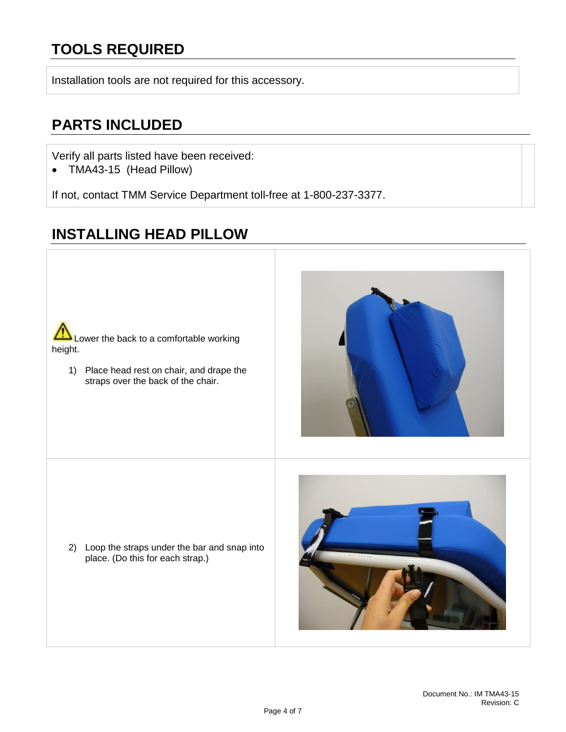## TOOLS REQUIRED

Installation tools are not required for this accessory.

## PARTS INCLUDED

Verify all parts listed have been received:

- TMA43-15 (Head Pillow)

If not, contact TMM Service Department toll-free at 1-800-237-3377.

## INSTALLING HEAD PILLOW

⚠ Lower the back to a comfortable working height.

1) Place head rest on chair, and drape the straps over the back of the chair.

2) Loop the straps under the bar and snap into place. (Do this for each strap.)

Document No.: IM TMA43-15
Revision: C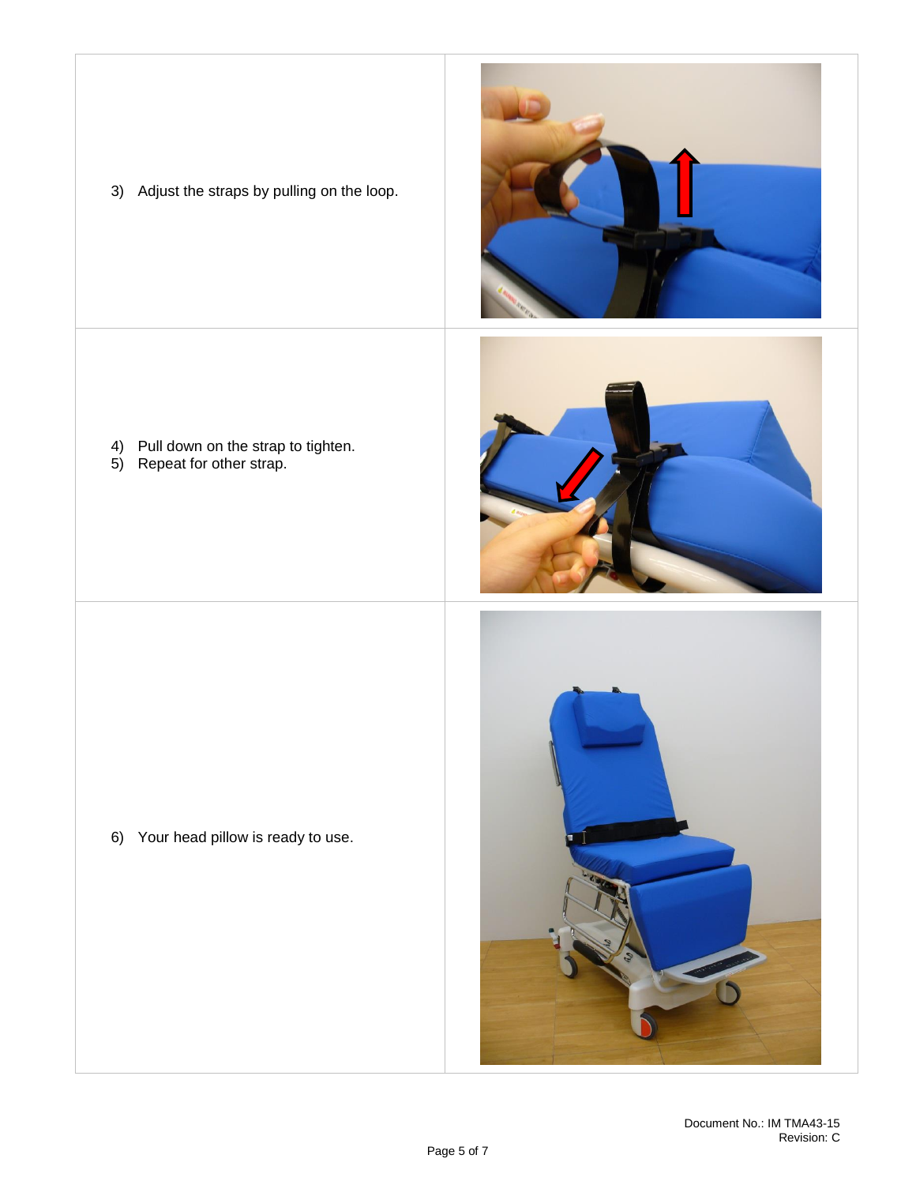3) Adjust the straps by pulling on the loop.

4) Pull down on the strap to tighten.
5) Repeat for other strap.

6) Your head pillow is ready to use.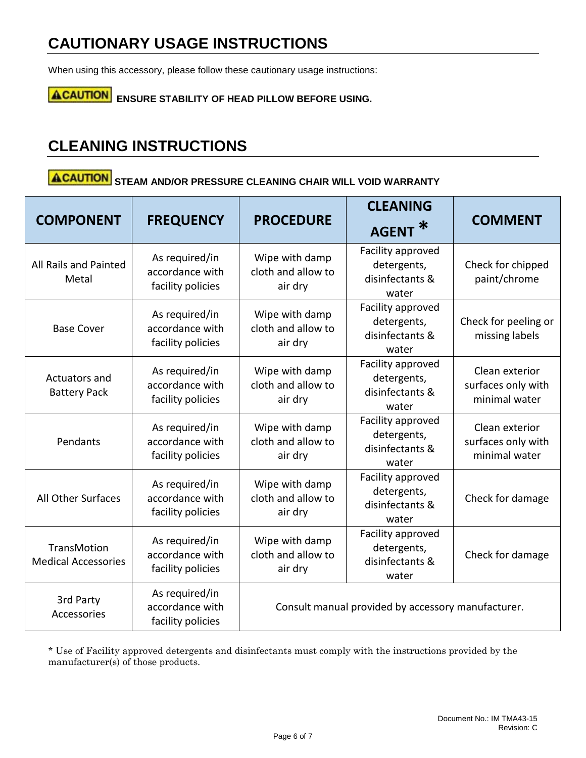## CAUTIONARY USAGE INSTRUCTIONS

When using this accessory, please follow these cautionary usage instructions:

**⚠CAUTION ENSURE STABILITY OF HEAD PILLOW BEFORE USING.**

## CLEANING INSTRUCTIONS

**⚠CAUTION STEAM AND/OR PRESSURE CLEANING CHAIR WILL VOID WARRANTY**

| COMPONENT | FREQUENCY | PROCEDURE | CLEANING AGENT * | COMMENT |
|---|---|---|---|---|
| All Rails and Painted Metal | As required/in accordance with facility policies | Wipe with damp cloth and allow to air dry | Facility approved detergents, disinfectants & water | Check for chipped paint/chrome |
| Base Cover | As required/in accordance with facility policies | Wipe with damp cloth and allow to air dry | Facility approved detergents, disinfectants & water | Check for peeling or missing labels |
| Actuators and Battery Pack | As required/in accordance with facility policies | Wipe with damp cloth and allow to air dry | Facility approved detergents, disinfectants & water | Clean exterior surfaces only with minimal water |
| Pendants | As required/in accordance with facility policies | Wipe with damp cloth and allow to air dry | Facility approved detergents, disinfectants & water | Clean exterior surfaces only with minimal water |
| All Other Surfaces | As required/in accordance with facility policies | Wipe with damp cloth and allow to air dry | Facility approved detergents, disinfectants & water | Check for damage |
| TransMotion Medical Accessories | As required/in accordance with facility policies | Wipe with damp cloth and allow to air dry | Facility approved detergents, disinfectants & water | Check for damage |
| 3rd Party Accessories | As required/in accordance with facility policies | Consult manual provided by accessory manufacturer. | | |

* Use of Facility approved detergents and disinfectants must comply with the instructions provided by the manufacturer(s) of those products.

Document No.: IM TMA43-15
Revision: C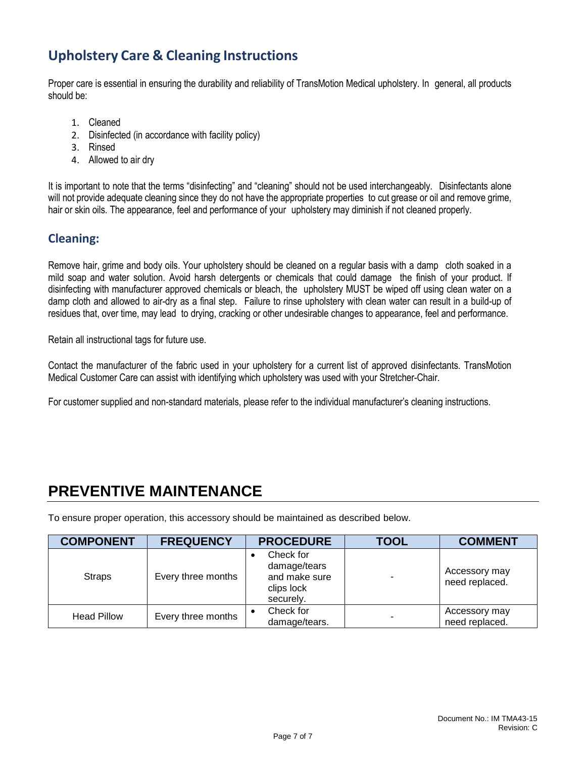## Upholstery Care & Cleaning Instructions

Proper care is essential in ensuring the durability and reliability of TransMotion Medical upholstery. In general, all products should be:

1. Cleaned
2. Disinfected (in accordance with facility policy)
3. Rinsed
4. Allowed to air dry

It is important to note that the terms "disinfecting" and "cleaning" should not be used interchangeably. Disinfectants alone will not provide adequate cleaning since they do not have the appropriate properties to cut grease or oil and remove grime, hair or skin oils. The appearance, feel and performance of your upholstery may diminish if not cleaned properly.

### Cleaning:

Remove hair, grime and body oils. Your upholstery should be cleaned on a regular basis with a damp cloth soaked in a mild soap and water solution. Avoid harsh detergents or chemicals that could damage the finish of your product. If disinfecting with manufacturer approved chemicals or bleach, the upholstery MUST be wiped off using clean water on a damp cloth and allowed to air-dry as a final step. Failure to rinse upholstery with clean water can result in a build-up of residues that, over time, may lead to drying, cracking or other undesirable changes to appearance, feel and performance.

Retain all instructional tags for future use.

Contact the manufacturer of the fabric used in your upholstery for a current list of approved disinfectants. TransMotion Medical Customer Care can assist with identifying which upholstery was used with your Stretcher-Chair.

For customer supplied and non-standard materials, please refer to the individual manufacturer's cleaning instructions.

# PREVENTIVE MAINTENANCE

To ensure proper operation, this accessory should be maintained as described below.

| COMPONENT | FREQUENCY | PROCEDURE | TOOL | COMMENT |
|---|---|---|---|---|
| Straps | Every three months | • Check for damage/tears and make sure clips lock securely. | - | Accessory may need replaced. |
| Head Pillow | Every three months | • Check for damage/tears. | - | Accessory may need replaced. |

Document No.: IM TMA43-15
Revision: C